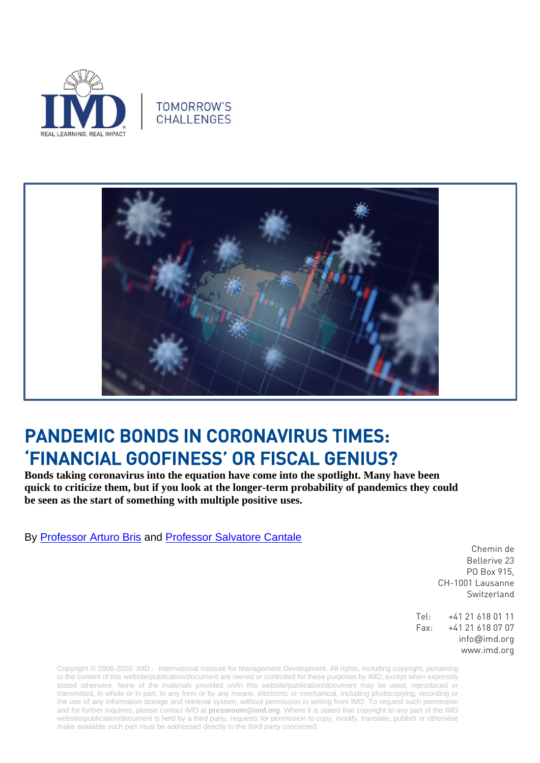TOMORROW'S CHALLENGES

# PANDEMIC BONDS IN CORONAVIRUS TIMES: 'FINANCIAL GOOFINESS' OR FISCAL GENIUS?

**Bonds taking coronavirus into the equation have come into the spotlight. Many have been quick to criticize them, but if you look at the longer-term probability of pandemics they could be seen as the start of something with multiple positive uses.**

By [Professor Arturo Bris] and [Professor Salvatore Cantale]

Chemin de Bellerive 23
PO Box 915,
CH-1001 Lausanne
Switzerland

Tel: +41 21 618 01 11
Fax: +41 21 618 07 07
info@imd.org
www.imd.org

Copyright © 2006-2020 IMD - International Institute for Management Development. All rights, including copyright, pertaining to the content of this website/publication/document are owned or controlled for these purposes by IMD, except when expressly stated otherwise. None of the materials provided on/in this website/publication/document may be used, reproduced or transmitted, in whole or in part, in any form or by any means, electronic or mechanical, including photocopying, recording or the use of any information storage and retrieval system, without permission in writing from IMD. To request such permission and for further inquiries, please contact IMD at **pressroom@imd.org**. Where it is stated that copyright to any part of the IMD website/publication/document is held by a third party, requests for permission to copy, modify, translate, publish or otherwise make available such part must be addressed directly to the third party concerned.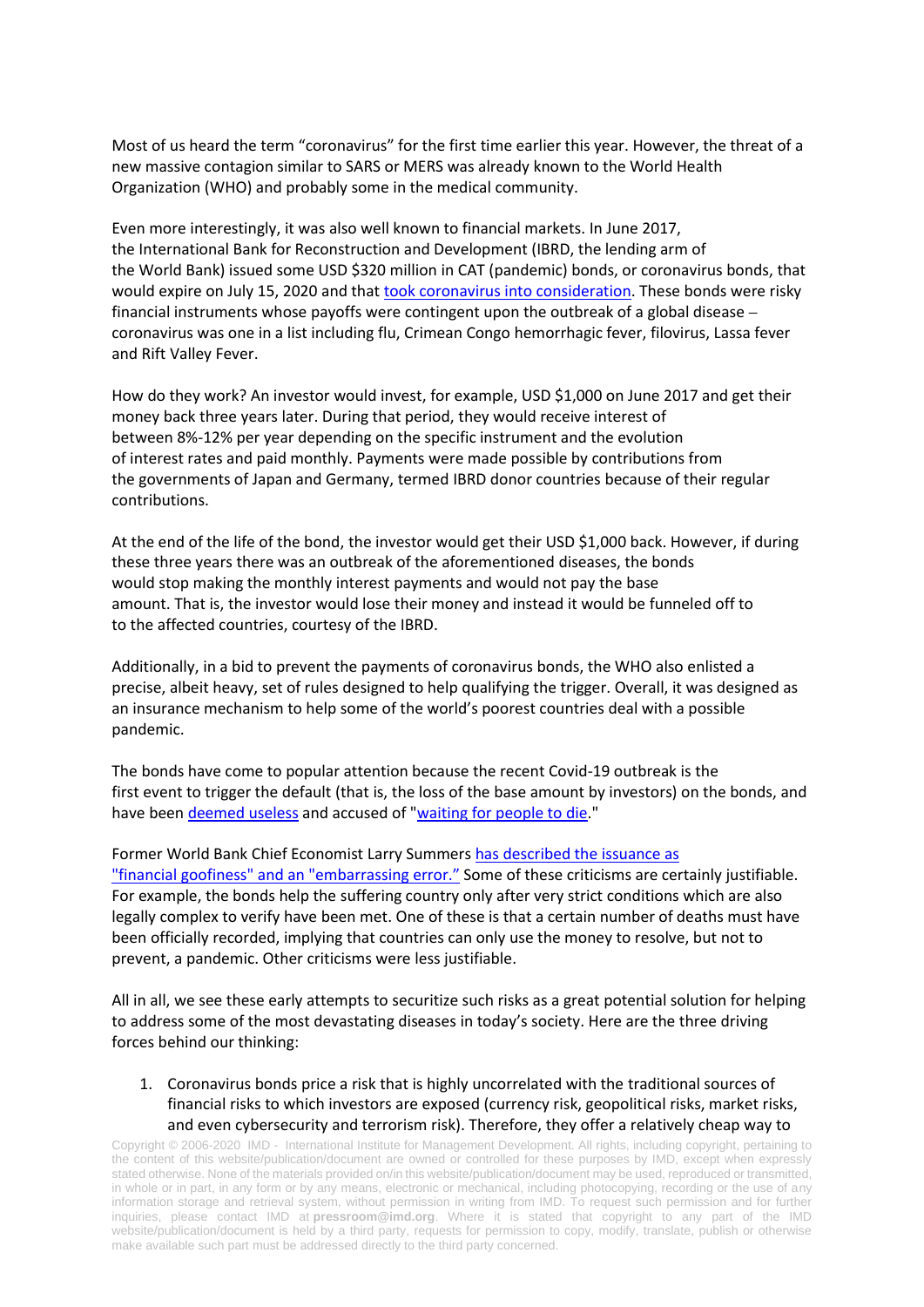Most of us heard the term "coronavirus" for the first time earlier this year. However, the threat of a new massive contagion similar to SARS or MERS was already known to the World Health Organization (WHO) and probably some in the medical community.

Even more interestingly, it was also well known to financial markets. In June 2017, the International Bank for Reconstruction and Development (IBRD, the lending arm of the World Bank) issued some USD $320 million in CAT (pandemic) bonds, or coronavirus bonds, that would expire on July 15, 2020 and that [took coronavirus into consideration](). These bonds were risky financial instruments whose payoffs were contingent upon the outbreak of a global disease – coronavirus was one in a list including flu, Crimean Congo hemorrhagic fever, filovirus, Lassa fever and Rift Valley Fever.

How do they work? An investor would invest, for example, USD $1,000 on June 2017 and get their money back three years later. During that period, they would receive interest of between 8%-12% per year depending on the specific instrument and the evolution of interest rates and paid monthly. Payments were made possible by contributions from the governments of Japan and Germany, termed IBRD donor countries because of their regular contributions.

At the end of the life of the bond, the investor would get their USD $1,000 back. However, if during these three years there was an outbreak of the aforementioned diseases, the bonds would stop making the monthly interest payments and would not pay the base amount. That is, the investor would lose their money and instead it would be funneled off to to the affected countries, courtesy of the IBRD.

Additionally, in a bid to prevent the payments of coronavirus bonds, the WHO also enlisted a precise, albeit heavy, set of rules designed to help qualifying the trigger. Overall, it was designed as an insurance mechanism to help some of the world's poorest countries deal with a possible pandemic.

The bonds have come to popular attention because the recent Covid-19 outbreak is the first event to trigger the default (that is, the loss of the base amount by investors) on the bonds, and have been [deemed useless]() and accused of "[waiting for people to die]()."

Former World Bank Chief Economist Larry Summers [has described the issuance as "financial goofiness" and an "embarrassing error."]() Some of these criticisms are certainly justifiable. For example, the bonds help the suffering country only after very strict conditions which are also legally complex to verify have been met. One of these is that a certain number of deaths must have been officially recorded, implying that countries can only use the money to resolve, but not to prevent, a pandemic. Other criticisms were less justifiable.

All in all, we see these early attempts to securitize such risks as a great potential solution for helping to address some of the most devastating diseases in today's society. Here are the three driving forces behind our thinking:

1. Coronavirus bonds price a risk that is highly uncorrelated with the traditional sources of financial risks to which investors are exposed (currency risk, geopolitical risks, market risks, and even cybersecurity and terrorism risk). Therefore, they offer a relatively cheap way to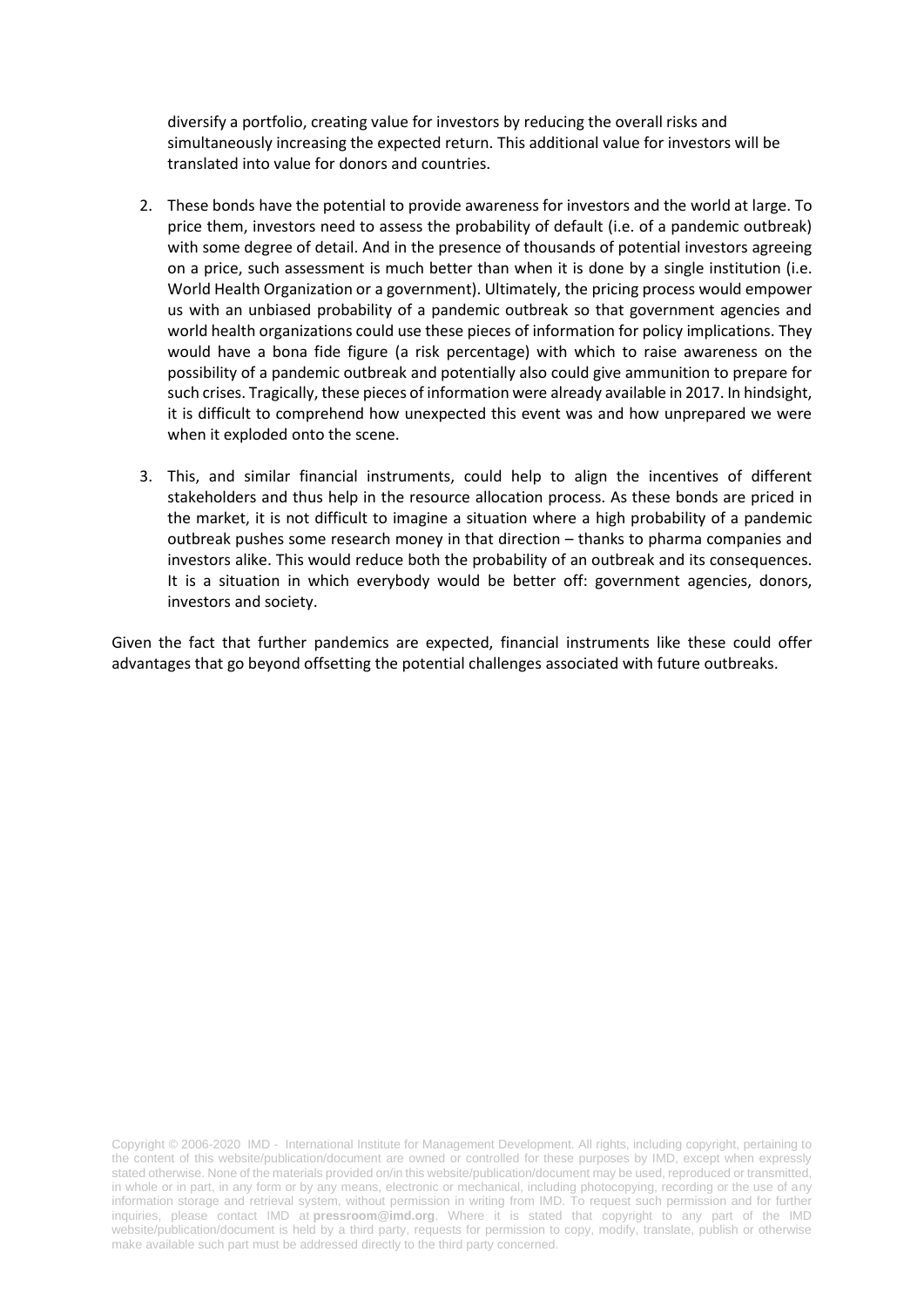diversify a portfolio, creating value for investors by reducing the overall risks and simultaneously increasing the expected return. This additional value for investors will be translated into value for donors and countries.

2. These bonds have the potential to provide awareness for investors and the world at large. To price them, investors need to assess the probability of default (i.e. of a pandemic outbreak) with some degree of detail. And in the presence of thousands of potential investors agreeing on a price, such assessment is much better than when it is done by a single institution (i.e. World Health Organization or a government). Ultimately, the pricing process would empower us with an unbiased probability of a pandemic outbreak so that government agencies and world health organizations could use these pieces of information for policy implications. They would have a bona fide figure (a risk percentage) with which to raise awareness on the possibility of a pandemic outbreak and potentially also could give ammunition to prepare for such crises. Tragically, these pieces of information were already available in 2017. In hindsight, it is difficult to comprehend how unexpected this event was and how unprepared we were when it exploded onto the scene.

3. This, and similar financial instruments, could help to align the incentives of different stakeholders and thus help in the resource allocation process. As these bonds are priced in the market, it is not difficult to imagine a situation where a high probability of a pandemic outbreak pushes some research money in that direction – thanks to pharma companies and investors alike. This would reduce both the probability of an outbreak and its consequences. It is a situation in which everybody would be better off: government agencies, donors, investors and society.

Given the fact that further pandemics are expected, financial instruments like these could offer advantages that go beyond offsetting the potential challenges associated with future outbreaks.

Copyright © 2006-2020 IMD - International Institute for Management Development. All rights, including copyright, pertaining to the content of this website/publication/document are owned or controlled for these purposes by IMD, except when expressly stated otherwise. None of the materials provided on/in this website/publication/document may be used, reproduced or transmitted, in whole or in part, in any form or by any means, electronic or mechanical, including photocopying, recording or the use of any information storage and retrieval system, without permission in writing from IMD. To request such permission and for further inquiries, please contact IMD at **pressroom@imd.org**. Where it is stated that copyright to any part of the IMD website/publication/document is held by a third party, requests for permission to copy, modify, translate, publish or otherwise make available such part must be addressed directly to the third party concerned.